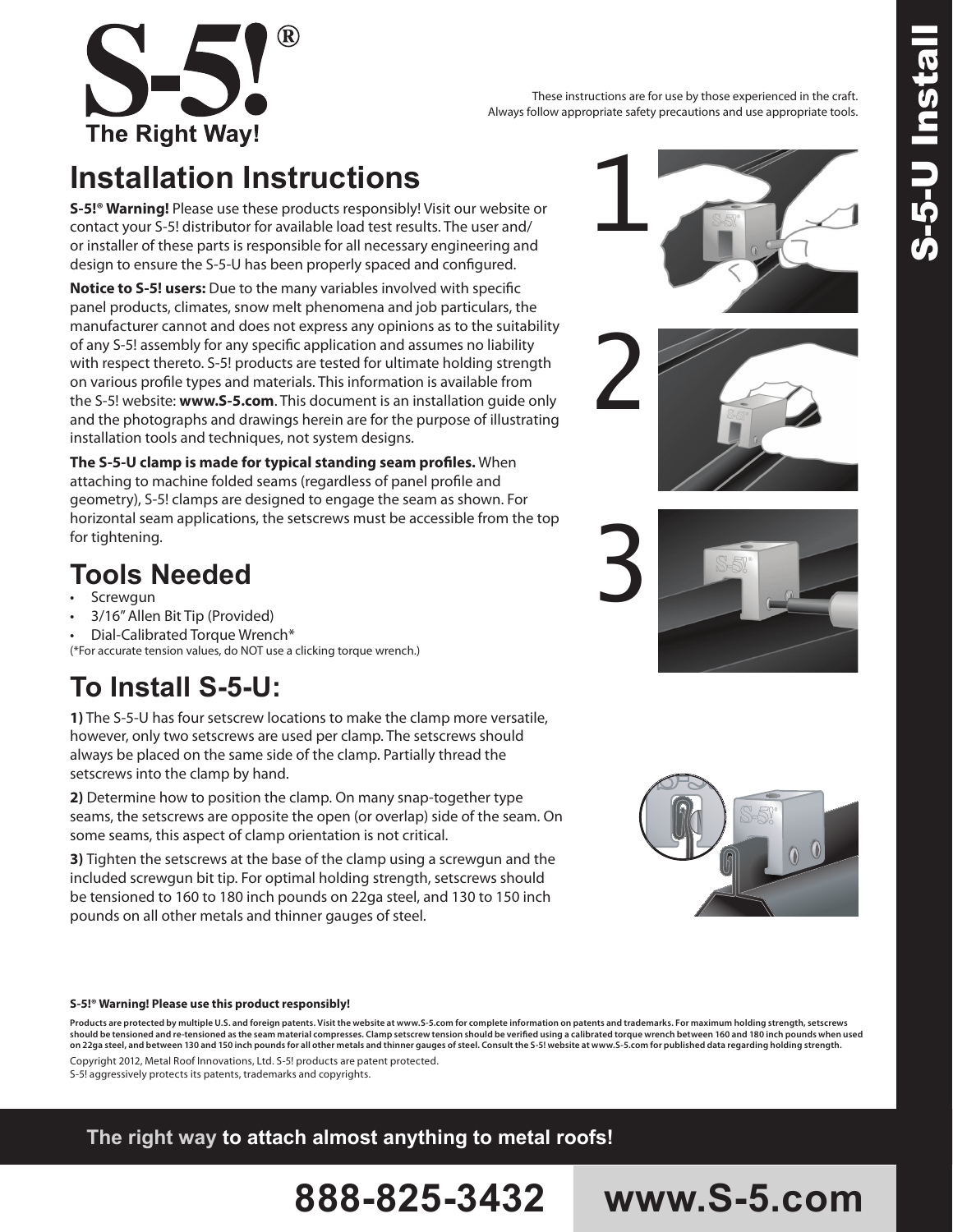# S-5!®

The Right Way!

These instructions are for use by those experienced in the craft.
Always follow appropriate safety precautions and use appropriate tools.

## Installation Instructions

**S-5!® Warning!** Please use these products responsibly! Visit our website or contact your S-5! distributor for available load test results. The user and/or installer of these parts is responsible for all necessary engineering and design to ensure the S-5-U has been properly spaced and configured.

**Notice to S-5! users:** Due to the many variables involved with specific panel products, climates, snow melt phenomena and job particulars, the manufacturer cannot and does not express any opinions as to the suitability of any S-5! assembly for any specific application and assumes no liability with respect thereto. S-5! products are tested for ultimate holding strength on various profile types and materials. This information is available from the S-5! website: **www.S-5.com**. This document is an installation guide only and the photographs and drawings herein are for the purpose of illustrating installation tools and techniques, not system designs.

**The S-5-U clamp is made for typical standing seam profiles.** When attaching to machine folded seams (regardless of panel profile and geometry), S-5! clamps are designed to engage the seam as shown. For horizontal seam applications, the setscrews must be accessible from the top for tightening.

## Tools Needed

- Screwgun
- 3/16" Allen Bit Tip (Provided)
- Dial-Calibrated Torque Wrench*

(*For accurate tension values, do NOT use a clicking torque wrench.)

## To Install S-5-U:

**1)** The S-5-U has four setscrew locations to make the clamp more versatile, however, only two setscrews are used per clamp. The setscrews should always be placed on the same side of the clamp. Partially thread the setscrews into the clamp by hand.

**2)** Determine how to position the clamp. On many snap-together type seams, the setscrews are opposite the open (or overlap) side of the seam. On some seams, this aspect of clamp orientation is not critical.

**3)** Tighten the setscrews at the base of the clamp using a screwgun and the included screwgun bit tip. For optimal holding strength, setscrews should be tensioned to 160 to 180 inch pounds on 22ga steel, and 130 to 150 inch pounds on all other metals and thinner gauges of steel.

**S-5!® Warning! Please use this product responsibly!**

**Products are protected by multiple U.S. and foreign patents. Visit the website at www.S-5.com for complete information on patents and trademarks. For maximum holding strength, setscrews should be tensioned and re-tensioned as the seam material compresses. Clamp setscrew tension should be verified using a calibrated torque wrench between 160 and 180 inch pounds when used on 22ga steel, and between 130 and 150 inch pounds for all other metals and thinner gauges of steel. Consult the S-5! website at www.S-5.com for published data regarding holding strength.**

Copyright 2012, Metal Roof Innovations, Ltd. S-5! products are patent protected.
S-5! aggressively protects its patents, trademarks and copyrights.

**The right way to attach almost anything to metal roofs!**

**888-825-3432 www.S-5.com**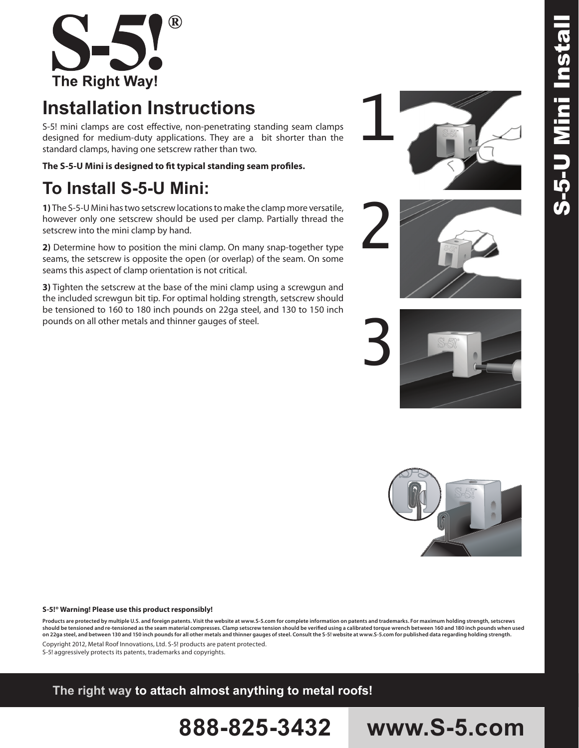S-5!®

The Right Way!

# Installation Instructions

S-5! mini clamps are cost effective, non-penetrating standing seam clamps designed for medium-duty applications. They are a  bit shorter than the standard clamps, having one setscrew rather than two.

**The S-5-U Mini is designed to fit typical standing seam profiles.**

## To Install S-5-U Mini:

**1)** The S-5-U Mini has two setscrew locations to make the clamp more versatile, however only one setscrew should be used per clamp. Partially thread the setscrew into the mini clamp by hand.

**2)** Determine how to position the mini clamp. On many snap-together type seams, the setscrew is opposite the open (or overlap) of the seam. On some seams this aspect of clamp orientation is not critical.

**3)** Tighten the setscrew at the base of the mini clamp using a screwgun and the included screwgun bit tip. For optimal holding strength, setscrew should be tensioned to 160 to 180 inch pounds on 22ga steel, and 130 to 150 inch pounds on all other metals and thinner gauges of steel.

1

2

3

S-5-U Mini Install

**S-5!® Warning! Please use this product responsibly!**

**Products are protected by multiple U.S. and foreign patents. Visit the website at www.S-5.com for complete information on patents and trademarks. For maximum holding strength, setscrews should be tensioned and re-tensioned as the seam material compresses. Clamp setscrew tension should be verified using a calibrated torque wrench between 160 and 180 inch pounds when used on 22ga steel, and between 130 and 150 inch pounds for all other metals and thinner gauges of steel. Consult the S-5! website at www.S-5.com for published data regarding holding strength.**

Copyright 2012, Metal Roof Innovations, Ltd. S-5! products are patent protected.
S-5! aggressively protects its patents, trademarks and copyrights.

**The right way to attach almost anything to metal roofs!**

**888-825-3432** **www.S-5.com**